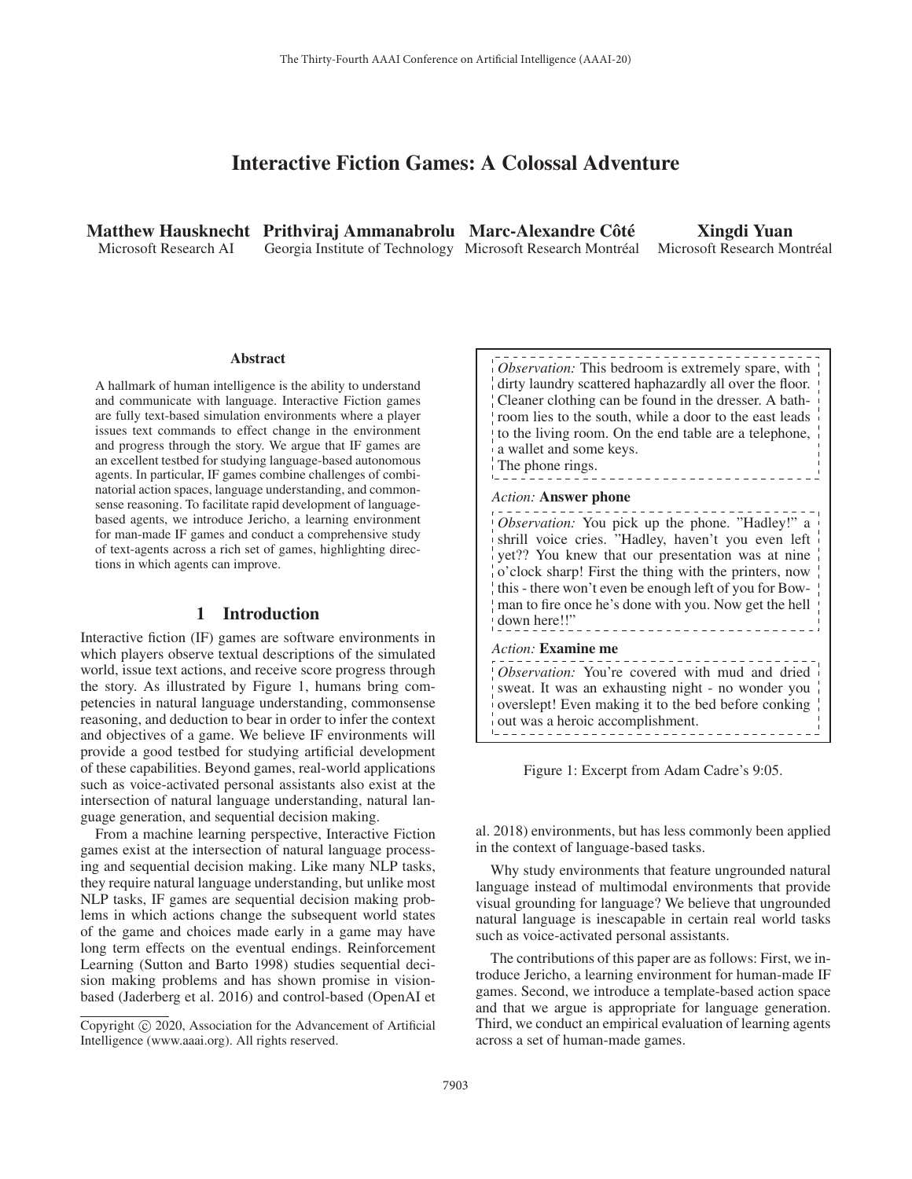# Interactive Fiction Games: A Colossal Adventure

**Matthew Hausknecht** Microsoft Research AI
**Prithviraj Ammanabrolu** Georgia Institute of Technology
**Marc-Alexandre Côté** Microsoft Research Montréal
**Xingdi Yuan** Microsoft Research Montréal

### Abstract

A hallmark of human intelligence is the ability to understand and communicate with language. Interactive Fiction games are fully text-based simulation environments where a player issues text commands to effect change in the environment and progress through the story. We argue that IF games are an excellent testbed for studying language-based autonomous agents. In particular, IF games combine challenges of combinatorial action spaces, language understanding, and commonsense reasoning. To facilitate rapid development of language-based agents, we introduce Jericho, a learning environment for man-made IF games and conduct a comprehensive study of text-agents across a rich set of games, highlighting directions in which agents can improve.

## 1 Introduction

Interactive fiction (IF) games are software environments in which players observe textual descriptions of the simulated world, issue text actions, and receive score progress through the story. As illustrated by Figure 1, humans bring competencies in natural language understanding, commonsense reasoning, and deduction to bear in order to infer the context and objectives of a game. We believe IF environments will provide a good testbed for studying artificial development of these capabilities. Beyond games, real-world applications such as voice-activated personal assistants also exist at the intersection of natural language understanding, natural language generation, and sequential decision making.

From a machine learning perspective, Interactive Fiction games exist at the intersection of natural language processing and sequential decision making. Like many NLP tasks, they require natural language understanding, but unlike most NLP tasks, IF games are sequential decision making problems in which actions change the subsequent world states of the game and choices made early in a game may have long term effects on the eventual endings. Reinforcement Learning (Sutton and Barto 1998) studies sequential decision making problems and has shown promise in vision-based (Jaderberg et al. 2016) and control-based (OpenAI et al. 2018) environments, but has less commonly been applied in the context of language-based tasks.

> *Observation:* This bedroom is extremely spare, with dirty laundry scattered haphazardly all over the floor. Cleaner clothing can be found in the dresser. A bathroom lies to the south, while a door to the east leads to the living room. On the end table are a telephone, a wallet and some keys.
> The phone rings.
>
> *Action:* **Answer phone**
>
> *Observation:* You pick up the phone. "Hadley!" a shrill voice cries. "Hadley, haven't you even left yet?? You knew that our presentation was at nine o'clock sharp! First the thing with the printers, now this - there won't even be enough left of you for Bowman to fire once he's done with you. Now get the hell down here!!"
>
> *Action:* **Examine me**
>
> *Observation:* You're covered with mud and dried sweat. It was an exhausting night - no wonder you overslept! Even making it to the bed before conking out was a heroic accomplishment.

Figure 1: Excerpt from Adam Cadre's 9:05.

Why study environments that feature ungrounded natural language instead of multimodal environments that provide visual grounding for language? We believe that ungrounded natural language is inescapable in certain real world tasks such as voice-activated personal assistants.

The contributions of this paper are as follows: First, we introduce Jericho, a learning environment for human-made IF games. Second, we introduce a template-based action space and that we argue is appropriate for language generation. Third, we conduct an empirical evaluation of learning agents across a set of human-made games.

Copyright © 2020, Association for the Advancement of Artificial Intelligence (www.aaai.org). All rights reserved.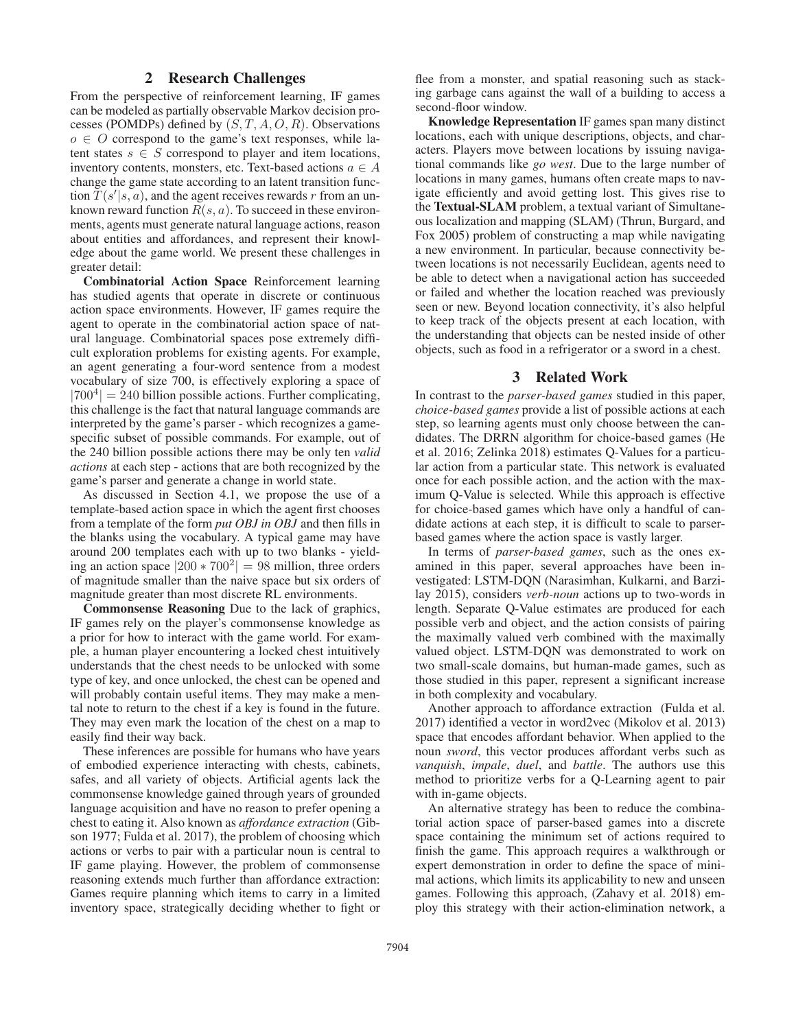## 2 Research Challenges

From the perspective of reinforcement learning, IF games can be modeled as partially observable Markov decision processes (POMDPs) defined by $(S, T, A, O, R)$. Observations $o \in O$ correspond to the game's text responses, while latent states $s \in S$ correspond to player and item locations, inventory contents, monsters, etc. Text-based actions $a \in A$ change the game state according to an latent transition function $T(s'|s, a)$, and the agent receives rewards $r$ from an unknown reward function $R(s, a)$. To succeed in these environments, agents must generate natural language actions, reason about entities and affordances, and represent their knowledge about the game world. We present these challenges in greater detail:

**Combinatorial Action Space** Reinforcement learning has studied agents that operate in discrete or continuous action space environments. However, IF games require the agent to operate in the combinatorial action space of natural language. Combinatorial spaces pose extremely difficult exploration problems for existing agents. For example, an agent generating a four-word sentence from a modest vocabulary of size 700, is effectively exploring a space of $|700^4| = 240$ billion possible actions. Further complicating, this challenge is the fact that natural language commands are interpreted by the game's parser - which recognizes a game-specific subset of possible commands. For example, out of the 240 billion possible actions there may be only ten *valid actions* at each step - actions that are both recognized by the game's parser and generate a change in world state.

As discussed in Section 4.1, we propose the use of a template-based action space in which the agent first chooses from a template of the form *put OBJ in OBJ* and then fills in the blanks using the vocabulary. A typical game may have around 200 templates each with up to two blanks - yielding an action space $|200 * 700^2| = 98$ million, three orders of magnitude smaller than the naive space but six orders of magnitude greater than most discrete RL environments.

**Commonsense Reasoning** Due to the lack of graphics, IF games rely on the player's commonsense knowledge as a prior for how to interact with the game world. For example, a human player encountering a locked chest intuitively understands that the chest needs to be unlocked with some type of key, and once unlocked, the chest can be opened and will probably contain useful items. They may make a mental note to return to the chest if a key is found in the future. They may even mark the location of the chest on a map to easily find their way back.

These inferences are possible for humans who have years of embodied experience interacting with chests, cabinets, safes, and all variety of objects. Artificial agents lack the commonsense knowledge gained through years of grounded language acquisition and have no reason to prefer opening a chest to eating it. Also known as *affordance extraction* (Gibson 1977; Fulda et al. 2017), the problem of choosing which actions or verbs to pair with a particular noun is central to IF game playing. However, the problem of commonsense reasoning extends much further than affordance extraction: Games require planning which items to carry in a limited inventory space, strategically deciding whether to fight or flee from a monster, and spatial reasoning such as stacking garbage cans against the wall of a building to access a second-floor window.

**Knowledge Representation** IF games span many distinct locations, each with unique descriptions, objects, and characters. Players move between locations by issuing navigational commands like *go west*. Due to the large number of locations in many games, humans often create maps to navigate efficiently and avoid getting lost. This gives rise to the **Textual-SLAM** problem, a textual variant of Simultaneous localization and mapping (SLAM) (Thrun, Burgard, and Fox 2005) problem of constructing a map while navigating a new environment. In particular, because connectivity between locations is not necessarily Euclidean, agents need to be able to detect when a navigational action has succeeded or failed and whether the location reached was previously seen or new. Beyond location connectivity, it's also helpful to keep track of the objects present at each location, with the understanding that objects can be nested inside of other objects, such as food in a refrigerator or a sword in a chest.

## 3 Related Work

In contrast to the *parser-based games* studied in this paper, *choice-based games* provide a list of possible actions at each step, so learning agents must only choose between the candidates. The DRRN algorithm for choice-based games (He et al. 2016; Zelinka 2018) estimates Q-Values for a particular action from a particular state. This network is evaluated once for each possible action, and the action with the maximum Q-Value is selected. While this approach is effective for choice-based games which have only a handful of candidate actions at each step, it is difficult to scale to parser-based games where the action space is vastly larger.

In terms of *parser-based games*, such as the ones examined in this paper, several approaches have been investigated: LSTM-DQN (Narasimhan, Kulkarni, and Barzilay 2015), considers *verb-noun* actions up to two-words in length. Separate Q-Value estimates are produced for each possible verb and object, and the action consists of pairing the maximally valued verb combined with the maximally valued object. LSTM-DQN was demonstrated to work on two small-scale domains, but human-made games, such as those studied in this paper, represent a significant increase in both complexity and vocabulary.

Another approach to affordance extraction (Fulda et al. 2017) identified a vector in word2vec (Mikolov et al. 2013) space that encodes affordant behavior. When applied to the noun *sword*, this vector produces affordant verbs such as *vanquish*, *impale*, *duel*, and *battle*. The authors use this method to prioritize verbs for a Q-Learning agent to pair with in-game objects.

An alternative strategy has been to reduce the combinatorial action space of parser-based games into a discrete space containing the minimum set of actions required to finish the game. This approach requires a walkthrough or expert demonstration in order to define the space of minimal actions, which limits its applicability to new and unseen games. Following this approach, (Zahavy et al. 2018) employ this strategy with their action-elimination network, a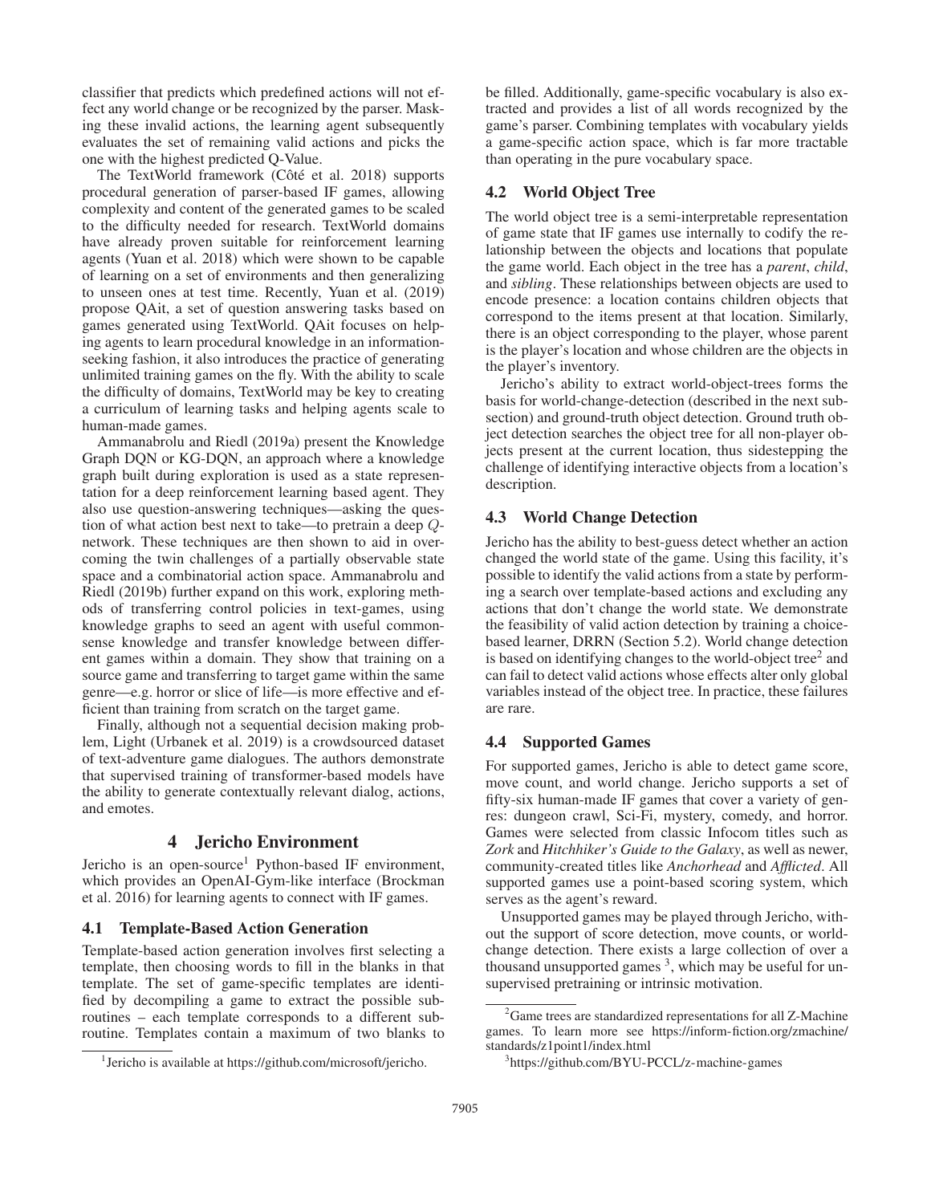classifier that predicts which predefined actions will not effect any world change or be recognized by the parser. Masking these invalid actions, the learning agent subsequently evaluates the set of remaining valid actions and picks the one with the highest predicted Q-Value.

The TextWorld framework (Côté et al. 2018) supports procedural generation of parser-based IF games, allowing complexity and content of the generated games to be scaled to the difficulty needed for research. TextWorld domains have already proven suitable for reinforcement learning agents (Yuan et al. 2018) which were shown to be capable of learning on a set of environments and then generalizing to unseen ones at test time. Recently, Yuan et al. (2019) propose QAit, a set of question answering tasks based on games generated using TextWorld. QAit focuses on helping agents to learn procedural knowledge in an information-seeking fashion, it also introduces the practice of generating unlimited training games on the fly. With the ability to scale the difficulty of domains, TextWorld may be key to creating a curriculum of learning tasks and helping agents scale to human-made games.

Ammanabrolu and Riedl (2019a) present the Knowledge Graph DQN or KG-DQN, an approach where a knowledge graph built during exploration is used as a state representation for a deep reinforcement learning based agent. They also use question-answering techniques—asking the question of what action best next to take—to pretrain a deep $Q$-network. These techniques are then shown to aid in overcoming the twin challenges of a partially observable state space and a combinatorial action space. Ammanabrolu and Riedl (2019b) further expand on this work, exploring methods of transferring control policies in text-games, using knowledge graphs to seed an agent with useful commonsense knowledge and transfer knowledge between different games within a domain. They show that training on a source game and transferring to target game within the same genre—e.g. horror or slice of life—is more effective and efficient than training from scratch on the target game.

Finally, although not a sequential decision making problem, Light (Urbanek et al. 2019) is a crowdsourced dataset of text-adventure game dialogues. The authors demonstrate that supervised training of transformer-based models have the ability to generate contextually relevant dialog, actions, and emotes.

# 4 Jericho Environment

Jericho is an open-source[1] Python-based IF environment, which provides an OpenAI-Gym-like interface (Brockman et al. 2016) for learning agents to connect with IF games.

## 4.1 Template-Based Action Generation

Template-based action generation involves first selecting a template, then choosing words to fill in the blanks in that template. The set of game-specific templates are identified by decompiling a game to extract the possible subroutines – each template corresponds to a different subroutine. Templates contain a maximum of two blanks to be filled. Additionally, game-specific vocabulary is also extracted and provides a list of all words recognized by the game's parser. Combining templates with vocabulary yields a game-specific action space, which is far more tractable than operating in the pure vocabulary space.

## 4.2 World Object Tree

The world object tree is a semi-interpretable representation of game state that IF games use internally to codify the relationship between the objects and locations that populate the game world. Each object in the tree has a *parent*, *child*, and *sibling*. These relationships between objects are used to encode presence: a location contains children objects that correspond to the items present at that location. Similarly, there is an object corresponding to the player, whose parent is the player's location and whose children are the objects in the player's inventory.

Jericho's ability to extract world-object-trees forms the basis for world-change-detection (described in the next subsection) and ground-truth object detection. Ground truth object detection searches the object tree for all non-player objects present at the current location, thus sidestepping the challenge of identifying interactive objects from a location's description.

## 4.3 World Change Detection

Jericho has the ability to best-guess detect whether an action changed the world state of the game. Using this facility, it's possible to identify the valid actions from a state by performing a search over template-based actions and excluding any actions that don't change the world state. We demonstrate the feasibility of valid action detection by training a choice-based learner, DRRN (Section 5.2). World change detection is based on identifying changes to the world-object tree[2] and can fail to detect valid actions whose effects alter only global variables instead of the object tree. In practice, these failures are rare.

## 4.4 Supported Games

For supported games, Jericho is able to detect game score, move count, and world change. Jericho supports a set of fifty-six human-made IF games that cover a variety of genres: dungeon crawl, Sci-Fi, mystery, comedy, and horror. Games were selected from classic Infocom titles such as *Zork* and *Hitchhiker's Guide to the Galaxy*, as well as newer, community-created titles like *Anchorhead* and *Afflicted*. All supported games use a point-based scoring system, which serves as the agent's reward.

Unsupported games may be played through Jericho, without the support of score detection, move counts, or world-change detection. There exists a large collection of over a thousand unsupported games [3], which may be useful for unsupervised pretraining or intrinsic motivation.

---

[1]Jericho is available at https://github.com/microsoft/jericho.

[2]Game trees are standardized representations for all Z-Machine games. To learn more see https://inform-fiction.org/zmachine/standards/z1point1/index.html

[3]https://github.com/BYU-PCCL/z-machine-games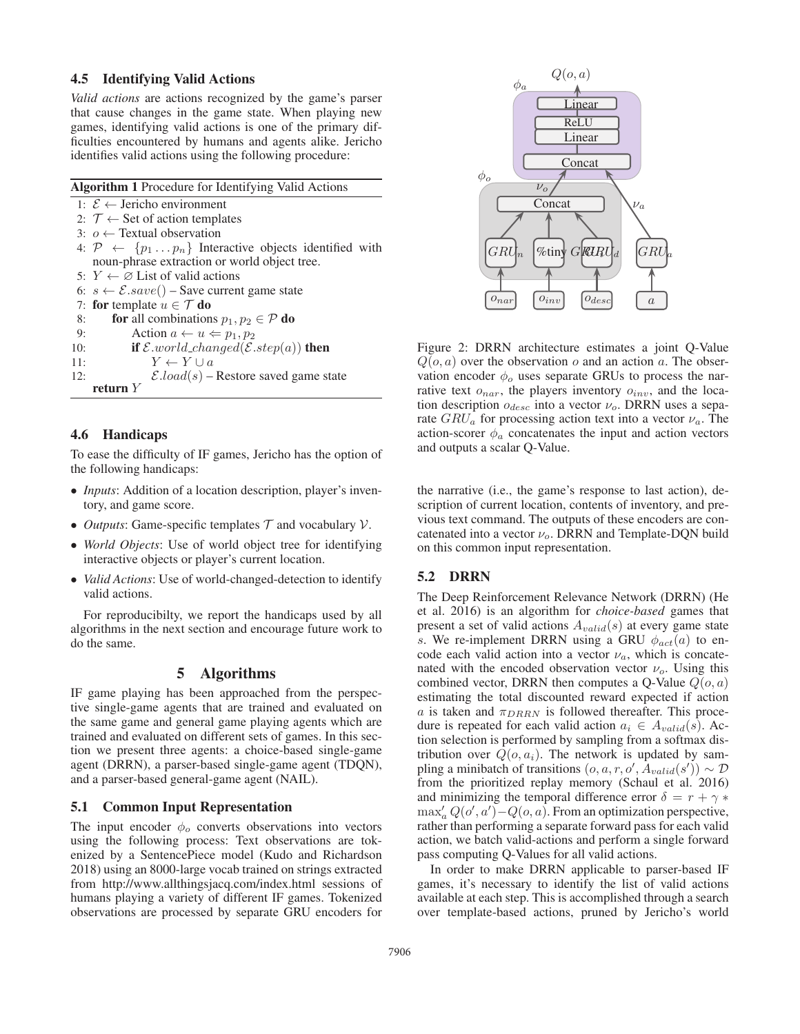### 4.5 Identifying Valid Actions

*Valid actions* are actions recognized by the game's parser that cause changes in the game state. When playing new games, identifying valid actions is one of the primary difficulties encountered by humans and agents alike. Jericho identifies valid actions using the following procedure:

**Algorithm 1** Procedure for Identifying Valid Actions

```
1: ℰ ← Jericho environment
2: 𝒯 ← Set of action templates
3: o ← Textual observation
4: 𝒫 ← {p_1 ... p_n} Interactive objects identified with
   noun-phrase extraction or world object tree.
5: Y ← ∅ List of valid actions
6: s ← ℰ.save() – Save current game state
7: for template u ∈ 𝒯 do
8:     for all combinations p_1, p_2 ∈ 𝒫 do
9:         Action a ← u ⇐ p_1, p_2
10:        if ℰ.world_changed(ℰ.step(a)) then
11:            Y ← Y ∪ a
12:        ℰ.load(s) – Restore saved game state
   return Y
```

### 4.6 Handicaps

To ease the difficulty of IF games, Jericho has the option of the following handicaps:

- *Inputs*: Addition of a location description, player's inventory, and game score.
- *Outputs*: Game-specific templates $\mathcal{T}$ and vocabulary $\mathcal{V}$.
- *World Objects*: Use of world object tree for identifying interactive objects or player's current location.
- *Valid Actions*: Use of world-changed-detection to identify valid actions.

For reproducibilty, we report the handicaps used by all algorithms in the next section and encourage future work to do the same.

## 5 Algorithms

IF game playing has been approached from the perspective single-game agents that are trained and evaluated on the same game and general game playing agents which are trained and evaluated on different sets of games. In this section we present three agents: a choice-based single-game agent (DRRN), a parser-based single-game agent (TDQN), and a parser-based general-game agent (NAIL).

### 5.1 Common Input Representation

The input encoder $\phi_o$ converts observations into vectors using the following process: Text observations are tokenized by a SentencePiece model (Kudo and Richardson 2018) using an 8000-large vocab trained on strings extracted from http://www.allthingsjacq.com/index.html sessions of humans playing a variety of different IF games. Tokenized observations are processed by separate GRU encoders for the narrative (i.e., the game's response to last action), description of current location, contents of inventory, and previous text command. The outputs of these encoders are concatenated into a vector $\nu_o$. DRRN and Template-DQN build on this common input representation.

Figure 2: DRRN architecture estimates a joint Q-Value $Q(o, a)$ over the observation $o$ and an action $a$. The observation encoder $\phi_o$ uses separate GRUs to process the narrative text $o_{nar}$, the players inventory $o_{inv}$, and the location description $o_{desc}$ into a vector $\nu_o$. DRRN uses a separate $GRU_a$ for processing action text into a vector $\nu_a$. The action-scorer $\phi_a$ concatenates the input and action vectors and outputs a scalar Q-Value.

### 5.2 DRRN

The Deep Reinforcement Relevance Network (DRRN) (He et al. 2016) is an algorithm for *choice-based* games that present a set of valid actions $A_{valid}(s)$ at every game state $s$. We re-implement DRRN using a GRU $\phi_{act}(a)$ to encode each valid action into a vector $\nu_a$, which is concatenated with the encoded observation vector $\nu_o$. Using this combined vector, DRRN then computes a Q-Value $Q(o, a)$ estimating the total discounted reward expected if action $a$ is taken and $\pi_{DRRN}$ is followed thereafter. This procedure is repeated for each valid action $a_i \in A_{valid}(s)$. Action selection is performed by sampling from a softmax distribution over $Q(o, a_i)$. The network is updated by sampling a minibatch of transitions $(o, a, r, o', A_{valid}(s')) \sim \mathcal{D}$ from the prioritized replay memory (Schaul et al. 2016) and minimizing the temporal difference error $\delta = r + \gamma * \max'_a Q(o', a') - Q(o, a)$. From an optimization perspective, rather than performing a separate forward pass for each valid action, we batch valid-actions and perform a single forward pass computing Q-Values for all valid actions.

In order to make DRRN applicable to parser-based IF games, it's necessary to identify the list of valid actions available at each step. This is accomplished through a search over template-based actions, pruned by Jericho's world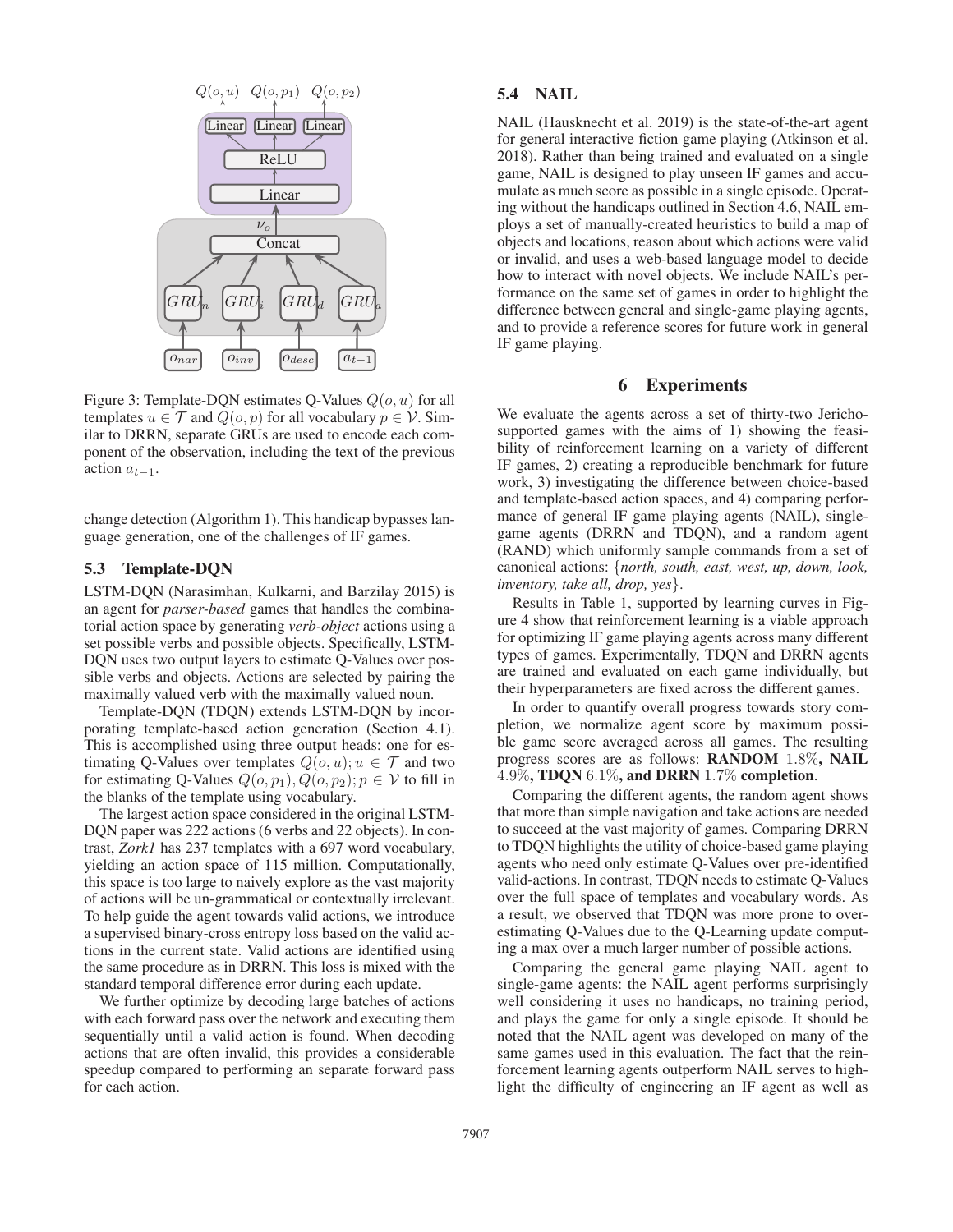Figure 3: Template-DQN estimates Q-Values $Q(o, u)$ for all templates $u \in \mathcal{T}$ and $Q(o, p)$ for all vocabulary $p \in \mathcal{V}$. Similar to DRRN, separate GRUs are used to encode each component of the observation, including the text of the previous action $a_{t-1}$.

change detection (Algorithm 1). This handicap bypasses language generation, one of the challenges of IF games.

### 5.3 Template-DQN

LSTM-DQN (Narasimhan, Kulkarni, and Barzilay 2015) is an agent for *parser-based* games that handles the combinatorial action space by generating *verb-object* actions using a set possible verbs and possible objects. Specifically, LSTM-DQN uses two output layers to estimate Q-Values over possible verbs and objects. Actions are selected by pairing the maximally valued verb with the maximally valued noun.

Template-DQN (TDQN) extends LSTM-DQN by incorporating template-based action generation (Section 4.1). This is accomplished using three output heads: one for estimating Q-Values over templates $Q(o, u); u \in \mathcal{T}$ and two for estimating Q-Values $Q(o, p_1), Q(o, p_2); p \in \mathcal{V}$ to fill in the blanks of the template using vocabulary.

The largest action space considered in the original LSTM-DQN paper was 222 actions (6 verbs and 22 objects). In contrast, *Zork1* has 237 templates with a 697 word vocabulary, yielding an action space of 115 million. Computationally, this space is too large to naively explore as the vast majority of actions will be un-grammatical or contextually irrelevant. To help guide the agent towards valid actions, we introduce a supervised binary-cross entropy loss based on the valid actions in the current state. Valid actions are identified using the same procedure as in DRRN. This loss is mixed with the standard temporal difference error during each update.

We further optimize by decoding large batches of actions with each forward pass over the network and executing them sequentially until a valid action is found. When decoding actions that are often invalid, this provides a considerable speedup compared to performing an separate forward pass for each action.

### 5.4 NAIL

NAIL (Hausknecht et al. 2019) is the state-of-the-art agent for general interactive fiction game playing (Atkinson et al. 2018). Rather than being trained and evaluated on a single game, NAIL is designed to play unseen IF games and accumulate as much score as possible in a single episode. Operating without the handicaps outlined in Section 4.6, NAIL employs a set of manually-created heuristics to build a map of objects and locations, reason about which actions were valid or invalid, and uses a web-based language model to decide how to interact with novel objects. We include NAIL's performance on the same set of games in order to highlight the difference between general and single-game playing agents, and to provide a reference scores for future work in general IF game playing.

## 6 Experiments

We evaluate the agents across a set of thirty-two Jericho-supported games with the aims of 1) showing the feasibility of reinforcement learning on a variety of different IF games, 2) creating a reproducible benchmark for future work, 3) investigating the difference between choice-based and template-based action spaces, and 4) comparing performance of general IF game playing agents (NAIL), single-game agents (DRRN and TDQN), and a random agent (RAND) which uniformly sample commands from a set of canonical actions: {*north, south, east, west, up, down, look, inventory, take all, drop, yes*}.

Results in Table 1, supported by learning curves in Figure 4 show that reinforcement learning is a viable approach for optimizing IF game playing agents across many different types of games. Experimentally, TDQN and DRRN agents are trained and evaluated on each game individually, but their hyperparameters are fixed across the different games.

In order to quantify overall progress towards story completion, we normalize agent score by maximum possible game score averaged across all games. The resulting progress scores are as follows: **RANDOM** $1.8\%$**, NAIL** $4.9\%$**, TDQN** $6.1\%$**, and DRRN** $1.7\%$ **completion**.

Comparing the different agents, the random agent shows that more than simple navigation and take actions are needed to succeed at the vast majority of games. Comparing DRRN to TDQN highlights the utility of choice-based game playing agents who need only estimate Q-Values over pre-identified valid-actions. In contrast, TDQN needs to estimate Q-Values over the full space of templates and vocabulary words. As a result, we observed that TDQN was more prone to overestimating Q-Values due to the Q-Learning update computing a max over a much larger number of possible actions.

Comparing the general game playing NAIL agent to single-game agents: the NAIL agent performs surprisingly well considering it uses no handicaps, no training period, and plays the game for only a single episode. It should be noted that the NAIL agent was developed on many of the same games used in this evaluation. The fact that the reinforcement learning agents outperform NAIL serves to highlight the difficulty of engineering an IF agent as well as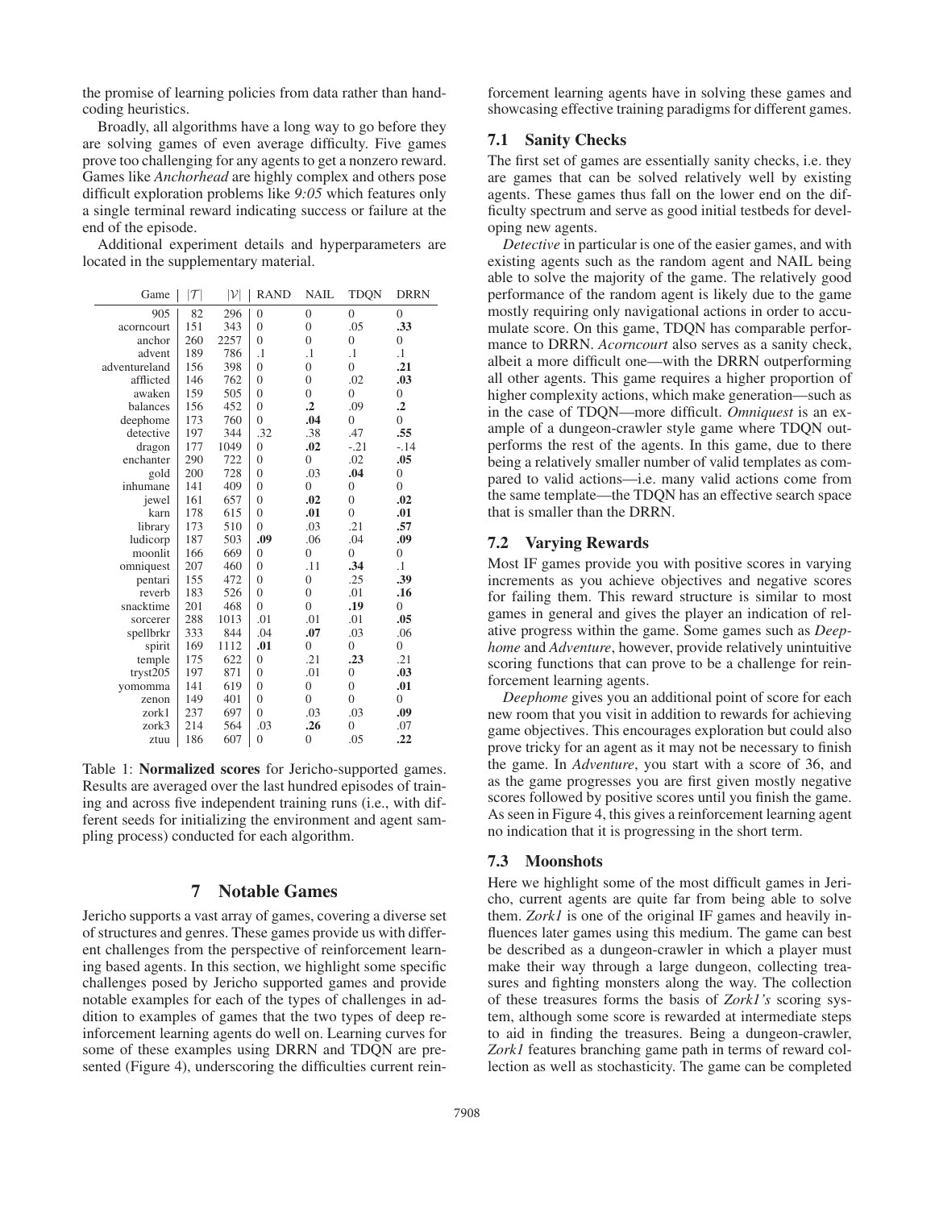the promise of learning policies from data rather than hand-coding heuristics.

Broadly, all algorithms have a long way to go before they are solving games of even average difficulty. Five games prove too challenging for any agents to get a nonzero reward. Games like *Anchorhead* are highly complex and others pose difficult exploration problems like *9:05* which features only a single terminal reward indicating success or failure at the end of the episode.

Additional experiment details and hyperparameters are located in the supplementary material.

| Game | $\|\mathcal{T}\|$ | $\|\mathcal{V}\|$ | RAND | NAIL | TDQN | DRRN |
|---|---|---|---|---|---|---|
| 905 | 82 | 296 | 0 | 0 | 0 | 0 |
| acorncourt | 151 | 343 | 0 | 0 | .05 | **.33** |
| anchor | 260 | 2257 | 0 | 0 | 0 | 0 |
| advent | 189 | 786 | .1 | .1 | .1 | .1 |
| adventureland | 156 | 398 | 0 | 0 | 0 | **.21** |
| afflicted | 146 | 762 | 0 | 0 | .02 | **.03** |
| awaken | 159 | 505 | 0 | 0 | 0 | 0 |
| balances | 156 | 452 | 0 | **.2** | .09 | **.2** |
| deephome | 173 | 760 | 0 | **.04** | 0 | 0 |
| detective | 197 | 344 | .32 | .38 | .47 | **.55** |
| dragon | 177 | 1049 | 0 | **.02** | -.21 | -.14 |
| enchanter | 290 | 722 | 0 | 0 | .02 | **.05** |
| gold | 200 | 728 | 0 | .03 | **.04** | 0 |
| inhumane | 141 | 409 | 0 | 0 | 0 | 0 |
| jewel | 161 | 657 | 0 | **.02** | 0 | **.02** |
| karn | 178 | 615 | 0 | **.01** | 0 | **.01** |
| library | 173 | 510 | 0 | .03 | .21 | **.57** |
| ludicorp | 187 | 503 | **.09** | .06 | .04 | **.09** |
| moonlit | 166 | 669 | 0 | 0 | 0 | 0 |
| omniquest | 207 | 460 | 0 | .11 | **.34** | .1 |
| pentari | 155 | 472 | 0 | 0 | .25 | **.39** |
| reverb | 183 | 526 | 0 | 0 | .01 | **.16** |
| snacktime | 201 | 468 | 0 | 0 | **.19** | 0 |
| sorcerer | 288 | 1013 | .01 | .01 | .01 | **.05** |
| spellbrkr | 333 | 844 | .04 | **.07** | .03 | .06 |
| spirit | 169 | 1112 | **.01** | 0 | 0 | 0 |
| temple | 175 | 622 | 0 | .21 | **.23** | .21 |
| tryst205 | 197 | 871 | 0 | .01 | 0 | **.03** |
| yomomma | 141 | 619 | 0 | 0 | 0 | **.01** |
| zenon | 149 | 401 | 0 | 0 | 0 | 0 |
| zork1 | 237 | 697 | 0 | .03 | .03 | **.09** |
| zork3 | 214 | 564 | .03 | **.26** | 0 | .07 |
| ztuu | 186 | 607 | 0 | 0 | .05 | **.22** |

Table 1: **Normalized scores** for Jericho-supported games. Results are averaged over the last hundred episodes of training and across five independent training runs (i.e., with different seeds for initializing the environment and agent sampling process) conducted for each algorithm.

## 7 Notable Games

Jericho supports a vast array of games, covering a diverse set of structures and genres. These games provide us with different challenges from the perspective of reinforcement learning based agents. In this section, we highlight some specific challenges posed by Jericho supported games and provide notable examples for each of the types of challenges in addition to examples of games that the two types of deep reinforcement learning agents do well on. Learning curves for some of these examples using DRRN and TDQN are presented (Figure 4), underscoring the difficulties current reinforcement learning agents have in solving these games and showcasing effective training paradigms for different games.

### 7.1 Sanity Checks

The first set of games are essentially sanity checks, i.e. they are games that can be solved relatively well by existing agents. These games thus fall on the lower end on the difficulty spectrum and serve as good initial testbeds for developing new agents.

*Detective* in particular is one of the easier games, and with existing agents such as the random agent and NAIL being able to solve the majority of the game. The relatively good performance of the random agent is likely due to the game mostly requiring only navigational actions in order to accumulate score. On this game, TDQN has comparable performance to DRRN. *Acorncourt* also serves as a sanity check, albeit a more difficult one—with the DRRN outperforming all other agents. This game requires a higher proportion of higher complexity actions, which make generation—such as in the case of TDQN—more difficult. *Omniquest* is an example of a dungeon-crawler style game where TDQN outperforms the rest of the agents. In this game, due to there being a relatively smaller number of valid templates as compared to valid actions—i.e. many valid actions come from the same template—the TDQN has an effective search space that is smaller than the DRRN.

### 7.2 Varying Rewards

Most IF games provide you with positive scores in varying increments as you achieve objectives and negative scores for failing them. This reward structure is similar to most games in general and gives the player an indication of relative progress within the game. Some games such as *Deephome* and *Adventure*, however, provide relatively unintuitive scoring functions that can prove to be a challenge for reinforcement learning agents.

*Deephome* gives you an additional point of score for each new room that you visit in addition to rewards for achieving game objectives. This encourages exploration but could also prove tricky for an agent as it may not be necessary to finish the game. In *Adventure*, you start with a score of 36, and as the game progresses you are first given mostly negative scores followed by positive scores until you finish the game. As seen in Figure 4, this gives a reinforcement learning agent no indication that it is progressing in the short term.

### 7.3 Moonshots

Here we highlight some of the most difficult games in Jericho, current agents are quite far from being able to solve them. *Zork1* is one of the original IF games and heavily influences later games using this medium. The game can best be described as a dungeon-crawler in which a player must make their way through a large dungeon, collecting treasures and fighting monsters along the way. The collection of these treasures forms the basis of *Zork1's* scoring system, although some score is rewarded at intermediate steps to aid in finding the treasures. Being a dungeon-crawler, *Zork1* features branching game path in terms of reward collection as well as stochasticity. The game can be completed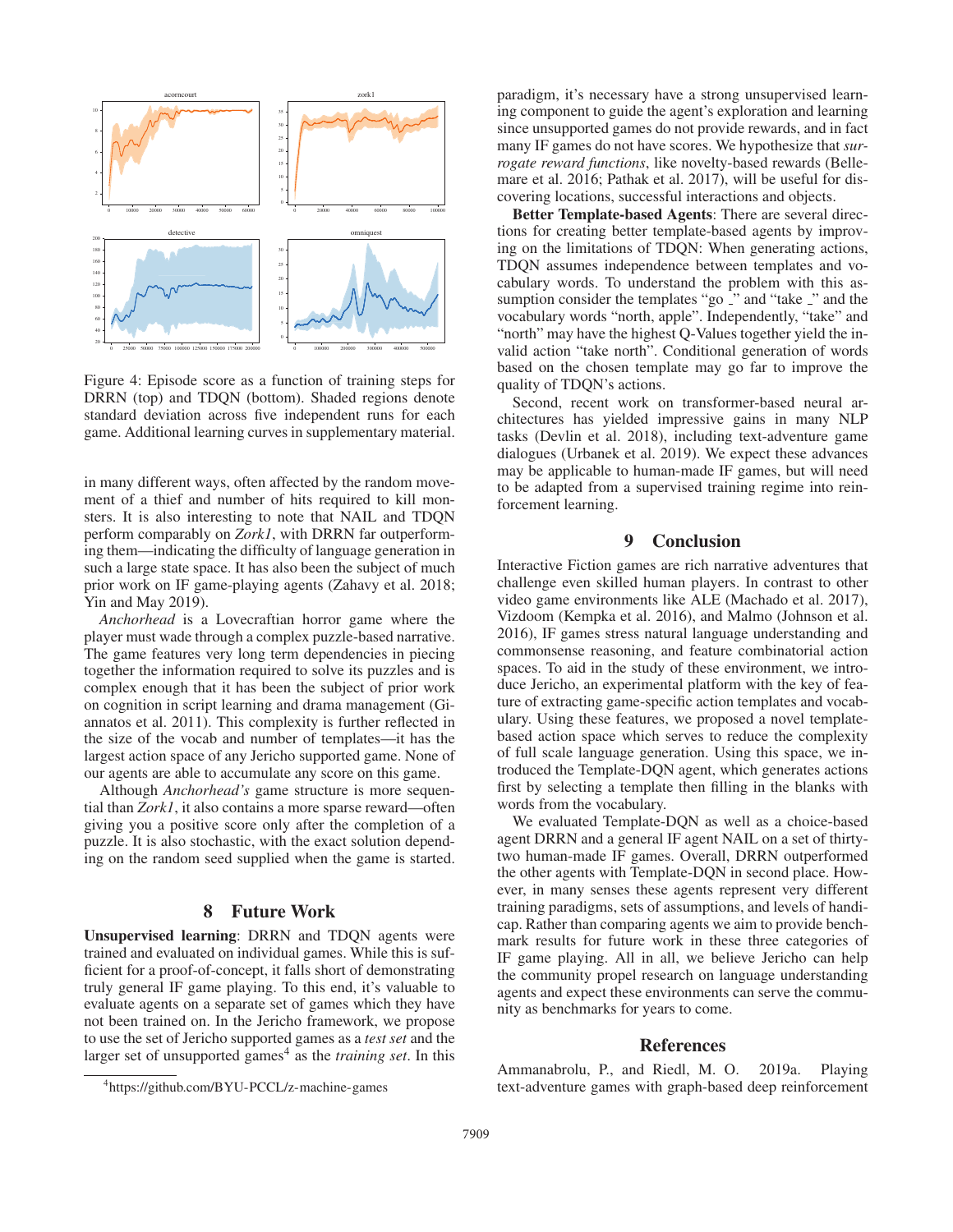Figure 4: Episode score as a function of training steps for DRRN (top) and TDQN (bottom). Shaded regions denote standard deviation across five independent runs for each game. Additional learning curves in supplementary material.

in many different ways, often affected by the random movement of a thief and number of hits required to kill monsters. It is also interesting to note that NAIL and TDQN perform comparably on *Zork1*, with DRRN far outperforming them—indicating the difficulty of language generation in such a large state space. It has also been the subject of much prior work on IF game-playing agents (Zahavy et al. 2018; Yin and May 2019).

*Anchorhead* is a Lovecraftian horror game where the player must wade through a complex puzzle-based narrative. The game features very long term dependencies in piecing together the information required to solve its puzzles and is complex enough that it has been the subject of prior work on cognition in script learning and drama management (Giannatos et al. 2011). This complexity is further reflected in the size of the vocab and number of templates—it has the largest action space of any Jericho supported game. None of our agents are able to accumulate any score on this game.

Although *Anchorhead's* game structure is more sequential than *Zork1*, it also contains a more sparse reward—often giving you a positive score only after the completion of a puzzle. It is also stochastic, with the exact solution depending on the random seed supplied when the game is started.

## 8 Future Work

**Unsupervised learning**: DRRN and TDQN agents were trained and evaluated on individual games. While this is sufficient for a proof-of-concept, it falls short of demonstrating truly general IF game playing. To this end, it's valuable to evaluate agents on a separate set of games which they have not been trained on. In the Jericho framework, we propose to use the set of Jericho supported games as a *test set* and the larger set of unsupported games[4] as the *training set*. In this paradigm, it's necessary have a strong unsupervised learning component to guide the agent's exploration and learning since unsupported games do not provide rewards, and in fact many IF games do not have scores. We hypothesize that *surrogate reward functions*, like novelty-based rewards (Bellemare et al. 2016; Pathak et al. 2017), will be useful for discovering locations, successful interactions and objects.

**Better Template-based Agents**: There are several directions for creating better template-based agents by improving on the limitations of TDQN: When generating actions, TDQN assumes independence between templates and vocabulary words. To understand the problem with this assumption consider the templates "go _" and "take _" and the vocabulary words "north, apple". Independently, "take" and "north" may have the highest Q-Values together yield the invalid action "take north". Conditional generation of words based on the chosen template may go far to improve the quality of TDQN's actions.

Second, recent work on transformer-based neural architectures has yielded impressive gains in many NLP tasks (Devlin et al. 2018), including text-adventure game dialogues (Urbanek et al. 2019). We expect these advances may be applicable to human-made IF games, but will need to be adapted from a supervised training regime into reinforcement learning.

## 9 Conclusion

Interactive Fiction games are rich narrative adventures that challenge even skilled human players. In contrast to other video game environments like ALE (Machado et al. 2017), Vizdoom (Kempka et al. 2016), and Malmo (Johnson et al. 2016), IF games stress natural language understanding and commonsense reasoning, and feature combinatorial action spaces. To aid in the study of these environment, we introduce Jericho, an experimental platform with the key of feature of extracting game-specific action templates and vocabulary. Using these features, we proposed a novel template-based action space which serves to reduce the complexity of full scale language generation. Using this space, we introduced the Template-DQN agent, which generates actions first by selecting a template then filling in the blanks with words from the vocabulary.

We evaluated Template-DQN as well as a choice-based agent DRRN and a general IF agent NAIL on a set of thirty-two human-made IF games. Overall, DRRN outperformed the other agents with Template-DQN in second place. However, in many senses these agents represent very different training paradigms, sets of assumptions, and levels of handicap. Rather than comparing agents we aim to provide benchmark results for future work in these three categories of IF game playing. All in all, we believe Jericho can help the community propel research on language understanding agents and expect these environments can serve the community as benchmarks for years to come.

## References

Ammanabrolu, P., and Riedl, M. O. 2019a. Playing text-adventure games with graph-based deep reinforcement

[4] https://github.com/BYU-PCCL/z-machine-games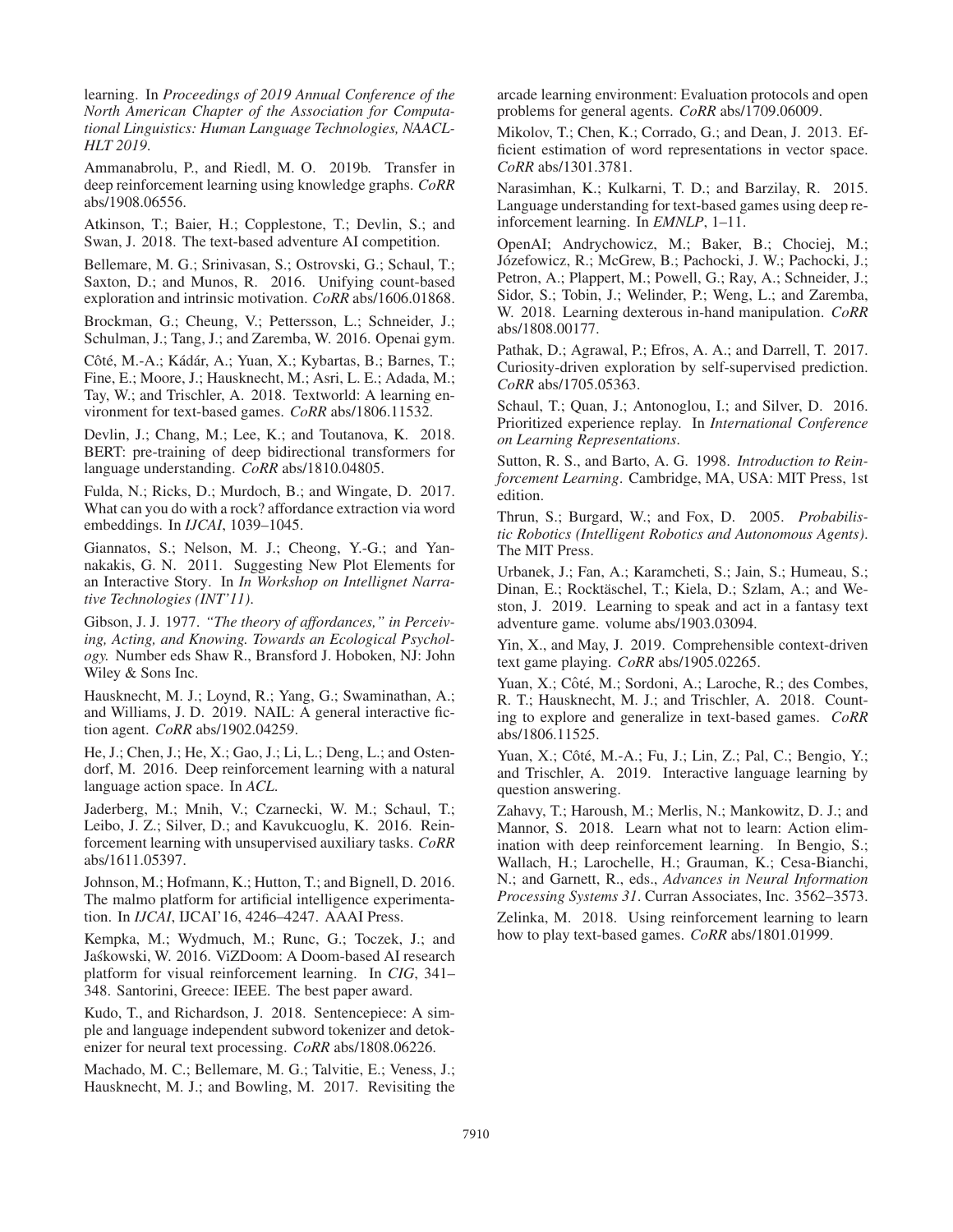learning. In *Proceedings of 2019 Annual Conference of the North American Chapter of the Association for Computational Linguistics: Human Language Technologies, NAACL-HLT 2019*.

Ammanabrolu, P., and Riedl, M. O. 2019b. Transfer in deep reinforcement learning using knowledge graphs. *CoRR* abs/1908.06556.

Atkinson, T.; Baier, H.; Copplestone, T.; Devlin, S.; and Swan, J. 2018. The text-based adventure AI competition.

Bellemare, M. G.; Srinivasan, S.; Ostrovski, G.; Schaul, T.; Saxton, D.; and Munos, R. 2016. Unifying count-based exploration and intrinsic motivation. *CoRR* abs/1606.01868.

Brockman, G.; Cheung, V.; Pettersson, L.; Schneider, J.; Schulman, J.; Tang, J.; and Zaremba, W. 2016. Openai gym.

Côté, M.-A.; Kádár, A.; Yuan, X.; Kybartas, B.; Barnes, T.; Fine, E.; Moore, J.; Hausknecht, M.; Asri, L. E.; Adada, M.; Tay, W.; and Trischler, A. 2018. Textworld: A learning environment for text-based games. *CoRR* abs/1806.11532.

Devlin, J.; Chang, M.; Lee, K.; and Toutanova, K. 2018. BERT: pre-training of deep bidirectional transformers for language understanding. *CoRR* abs/1810.04805.

Fulda, N.; Ricks, D.; Murdoch, B.; and Wingate, D. 2017. What can you do with a rock? affordance extraction via word embeddings. In *IJCAI*, 1039–1045.

Giannatos, S.; Nelson, M. J.; Cheong, Y.-G.; and Yannakakis, G. N. 2011. Suggesting New Plot Elements for an Interactive Story. In *In Workshop on Intellignet Narrative Technologies (INT'11)*.

Gibson, J. J. 1977. *"The theory of affordances," in Perceiving, Acting, and Knowing. Towards an Ecological Psychology.* Number eds Shaw R., Bransford J. Hoboken, NJ: John Wiley & Sons Inc.

Hausknecht, M. J.; Loynd, R.; Yang, G.; Swaminathan, A.; and Williams, J. D. 2019. NAIL: A general interactive fiction agent. *CoRR* abs/1902.04259.

He, J.; Chen, J.; He, X.; Gao, J.; Li, L.; Deng, L.; and Ostendorf, M. 2016. Deep reinforcement learning with a natural language action space. In *ACL*.

Jaderberg, M.; Mnih, V.; Czarnecki, W. M.; Schaul, T.; Leibo, J. Z.; Silver, D.; and Kavukcuoglu, K. 2016. Reinforcement learning with unsupervised auxiliary tasks. *CoRR* abs/1611.05397.

Johnson, M.; Hofmann, K.; Hutton, T.; and Bignell, D. 2016. The malmo platform for artificial intelligence experimentation. In *IJCAI*, IJCAI'16, 4246–4247. AAAI Press.

Kempka, M.; Wydmuch, M.; Runc, G.; Toczek, J.; and Jaśkowski, W. 2016. ViZDoom: A Doom-based AI research platform for visual reinforcement learning. In *CIG*, 341–348. Santorini, Greece: IEEE. The best paper award.

Kudo, T., and Richardson, J. 2018. Sentencepiece: A simple and language independent subword tokenizer and detokenizer for neural text processing. *CoRR* abs/1808.06226.

Machado, M. C.; Bellemare, M. G.; Talvitie, E.; Veness, J.; Hausknecht, M. J.; and Bowling, M. 2017. Revisiting the arcade learning environment: Evaluation protocols and open problems for general agents. *CoRR* abs/1709.06009.

Mikolov, T.; Chen, K.; Corrado, G.; and Dean, J. 2013. Efficient estimation of word representations in vector space. *CoRR* abs/1301.3781.

Narasimhan, K.; Kulkarni, T. D.; and Barzilay, R. 2015. Language understanding for text-based games using deep reinforcement learning. In *EMNLP*, 1–11.

OpenAI; Andrychowicz, M.; Baker, B.; Chociej, M.; Józefowicz, R.; McGrew, B.; Pachocki, J. W.; Pachocki, J.; Petron, A.; Plappert, M.; Powell, G.; Ray, A.; Schneider, J.; Sidor, S.; Tobin, J.; Welinder, P.; Weng, L.; and Zaremba, W. 2018. Learning dexterous in-hand manipulation. *CoRR* abs/1808.00177.

Pathak, D.; Agrawal, P.; Efros, A. A.; and Darrell, T. 2017. Curiosity-driven exploration by self-supervised prediction. *CoRR* abs/1705.05363.

Schaul, T.; Quan, J.; Antonoglou, I.; and Silver, D. 2016. Prioritized experience replay. In *International Conference on Learning Representations*.

Sutton, R. S., and Barto, A. G. 1998. *Introduction to Reinforcement Learning*. Cambridge, MA, USA: MIT Press, 1st edition.

Thrun, S.; Burgard, W.; and Fox, D. 2005. *Probabilistic Robotics (Intelligent Robotics and Autonomous Agents)*. The MIT Press.

Urbanek, J.; Fan, A.; Karamcheti, S.; Jain, S.; Humeau, S.; Dinan, E.; Rocktäschel, T.; Kiela, D.; Szlam, A.; and Weston, J. 2019. Learning to speak and act in a fantasy text adventure game. volume abs/1903.03094.

Yin, X., and May, J. 2019. Comprehensible context-driven text game playing. *CoRR* abs/1905.02265.

Yuan, X.; Côté, M.; Sordoni, A.; Laroche, R.; des Combes, R. T.; Hausknecht, M. J.; and Trischler, A. 2018. Counting to explore and generalize in text-based games. *CoRR* abs/1806.11525.

Yuan, X.; Côté, M.-A.; Fu, J.; Lin, Z.; Pal, C.; Bengio, Y.; and Trischler, A. 2019. Interactive language learning by question answering.

Zahavy, T.; Haroush, M.; Merlis, N.; Mankowitz, D. J.; and Mannor, S. 2018. Learn what not to learn: Action elimination with deep reinforcement learning. In Bengio, S.; Wallach, H.; Larochelle, H.; Grauman, K.; Cesa-Bianchi, N.; and Garnett, R., eds., *Advances in Neural Information Processing Systems 31*. Curran Associates, Inc. 3562–3573.

Zelinka, M. 2018. Using reinforcement learning to learn how to play text-based games. *CoRR* abs/1801.01999.